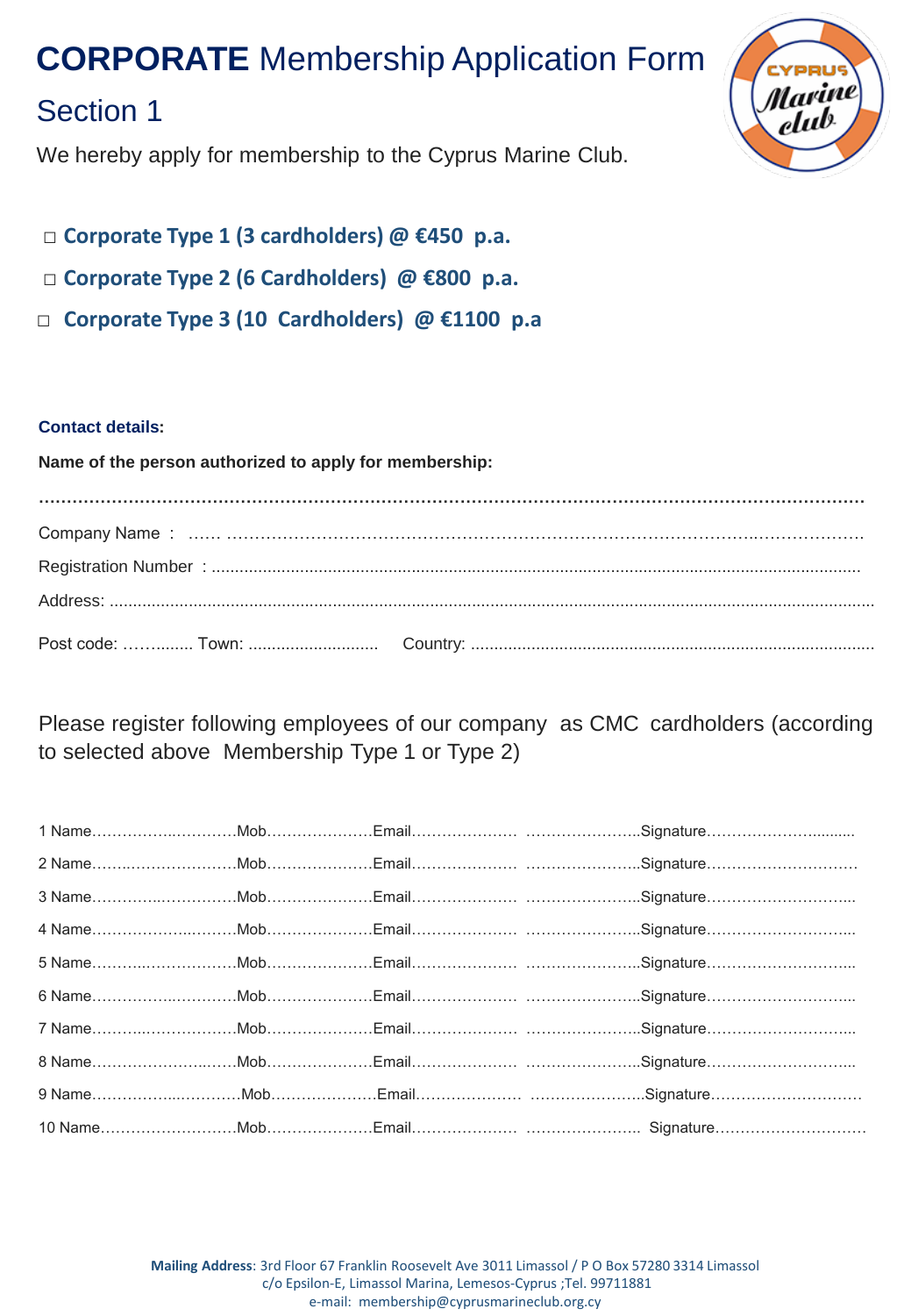# **CORPORATE** Membership Application Form

## Section 1

We hereby apply for membership to the Cyprus Marine Club.

- □ **Corporate Type 1 (3 cardholders) @ €450 p.a.**
- □ **Corporate Type 2 (6 Cardholders) @ €800 p.a.**
- □ **Corporate Type 3 (10 Cardholders) @ €1100 p.a**

**Contact details:**

**Name of the person authorized to apply for membership:**

**………………………………………………………………………………………………………………………**

Company Name : …… ………………………………………………………………………………..……………….

Registration Number : ..........................................................................................................................

Address: ...........................................................................................................................................

Post code: ……....... Town: ........................... Country: .....................................................................

Please register following employees of our company as CMC cardholders (according to selected above Membership Type 1 or Type 2)

1 Name………………..………Mob…………………Email………………… …………………..Signature…………………..........

2 Name………..………………Mob…………………Email………………… …………………..Signature…………………………

3 Name…………..……………Mob…………………Email………………… …………………..Signature………………………...

4 Name…………………..……Mob…………………Email………………… …………………..Signature………………………...

5 Name………..………………Mob…………………Email………………… …………………..Signature………………………...

6 Name…………….…………Mob…………………Email………………… …………………..Signature………………………...

7 Name………..………………Mob…………………Email………………… …………………..Signature………………………...

8 Name…………………..……Mob…………………Email………………… …………………..Signature………………………...

9 Name…………………..………Mob…………………Email………………… …………………..Signature…………………………

10 Name………………………Mob…………………Email………………… ………………….. Signature…………………………

**Mailing Address**: 3rd Floor 67 Franklin Roosevelt Ave 3011 Limassol / P O Box 57280 3314 Limassol
c/o Epsilon-E, Limassol Marina, Lemesos-Cyprus ;Tel. 99711881
e-mail: membership@cyprusmarineclub.org.cy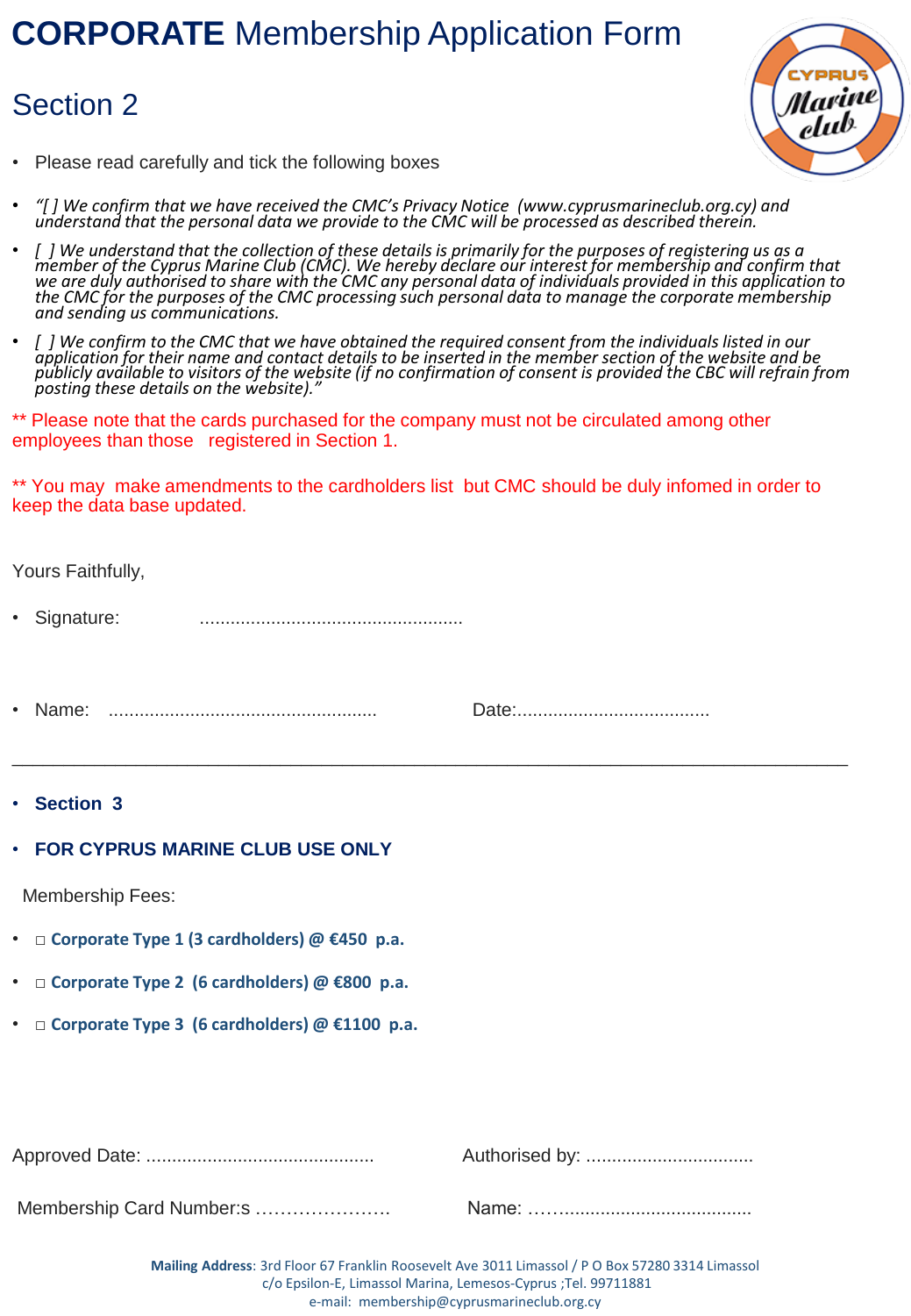# **CORPORATE** Membership Application Form

## Section 2

- Please read carefully and tick the following boxes

- *"[ ] We confirm that we have received the CMC's Privacy Notice (www.cyprusmarineclub.org.cy) and understand that the personal data we provide to the CMC will be processed as described therein.*
- *[ ] We understand that the collection of these details is primarily for the purposes of registering us as a member of the Cyprus Marine Club (CMC). We hereby declare our interest for membership and confirm that we are duly authorised to share with the CMC any personal data of individuals provided in this application to the CMC for the purposes of the CMC processing such personal data to manage the corporate membership and sending us communications.*
- *[ ] We confirm to the CMC that we have obtained the required consent from the individuals listed in our application for their name and contact details to be inserted in the member section of the website and be publicly available to visitors of the website (if no confirmation of consent is provided the CBC will refrain from posting these details on the website)."*

** Please note that the cards purchased for the company must not be circulated among other employees than those registered in Section 1.

** You may make amendments to the cardholders list but CMC should be duly infomed in order to keep the data base updated.

Yours Faithfully,

- Signature: ...................................................

- Name: .................................................... Date:.....................................

---

- **Section 3**
- **FOR CYPRUS MARINE CLUB USE ONLY**

Membership Fees:

- □ **Corporate Type 1 (3 cardholders) @ €450 p.a.**
- □ **Corporate Type 2 (6 cardholders) @ €800 p.a.**
- □ **Corporate Type 3 (6 cardholders) @ €1100 p.a.**

Approved Date: ............................................ Authorised by: ................................

Membership Card Number:s …………………. Name: ……....................................

**Mailing Address**: 3rd Floor 67 Franklin Roosevelt Ave 3011 Limassol / P O Box 57280 3314 Limassol
c/o Epsilon-E, Limassol Marina, Lemesos-Cyprus ;Tel. 99711881
e-mail: membership@cyprusmarineclub.org.cy